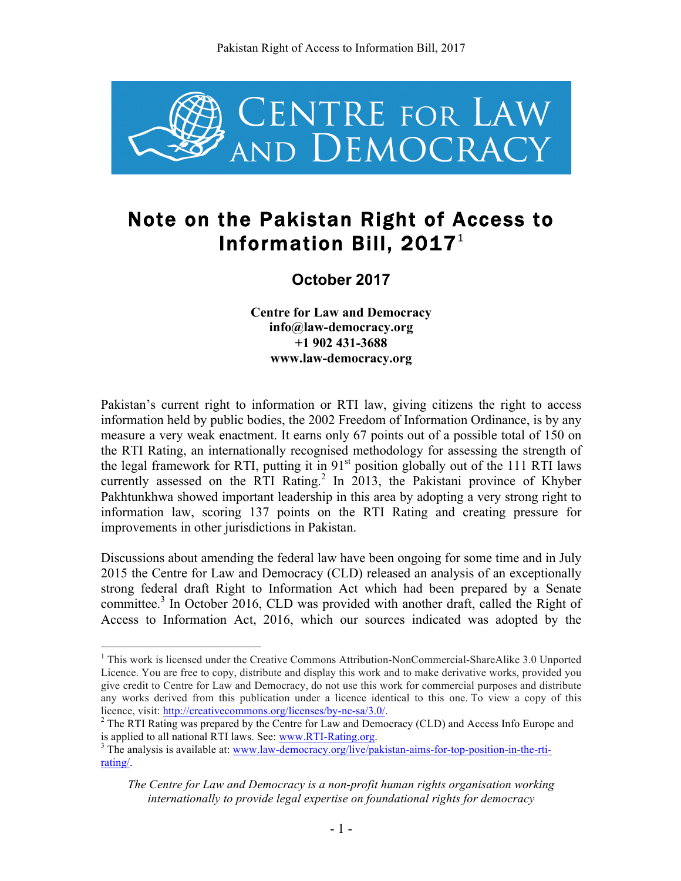# Note on the Pakistan Right of Access to Information Bill, 2017[1]

## October 2017

**Centre for Law and Democracy**
**info@law-democracy.org**
**+1 902 431-3688**
**www.law-democracy.org**

Pakistan's current right to information or RTI law, giving citizens the right to access information held by public bodies, the 2002 Freedom of Information Ordinance, is by any measure a very weak enactment. It earns only 67 points out of a possible total of 150 on the RTI Rating, an internationally recognised methodology for assessing the strength of the legal framework for RTI, putting it in 91st position globally out of the 111 RTI laws currently assessed on the RTI Rating.[2] In 2013, the Pakistani province of Khyber Pakhtunkhwa showed important leadership in this area by adopting a very strong right to information law, scoring 137 points on the RTI Rating and creating pressure for improvements in other jurisdictions in Pakistan.

Discussions about amending the federal law have been ongoing for some time and in July 2015 the Centre for Law and Democracy (CLD) released an analysis of an exceptionally strong federal draft Right to Information Act which had been prepared by a Senate committee.[3] In October 2016, CLD was provided with another draft, called the Right of Access to Information Act, 2016, which our sources indicated was adopted by the

---

[1] This work is licensed under the Creative Commons Attribution-NonCommercial-ShareAlike 3.0 Unported Licence. You are free to copy, distribute and display this work and to make derivative works, provided you give credit to Centre for Law and Democracy, do not use this work for commercial purposes and distribute any works derived from this publication under a licence identical to this one. To view a copy of this licence, visit: http://creativecommons.org/licenses/by-nc-sa/3.0/.

[2] The RTI Rating was prepared by the Centre for Law and Democracy (CLD) and Access Info Europe and is applied to all national RTI laws. See: www.RTI-Rating.org.

[3] The analysis is available at: www.law-democracy.org/live/pakistan-aims-for-top-position-in-the-rti-rating/.

*The Centre for Law and Democracy is a non-profit human rights organisation working internationally to provide legal expertise on foundational rights for democracy*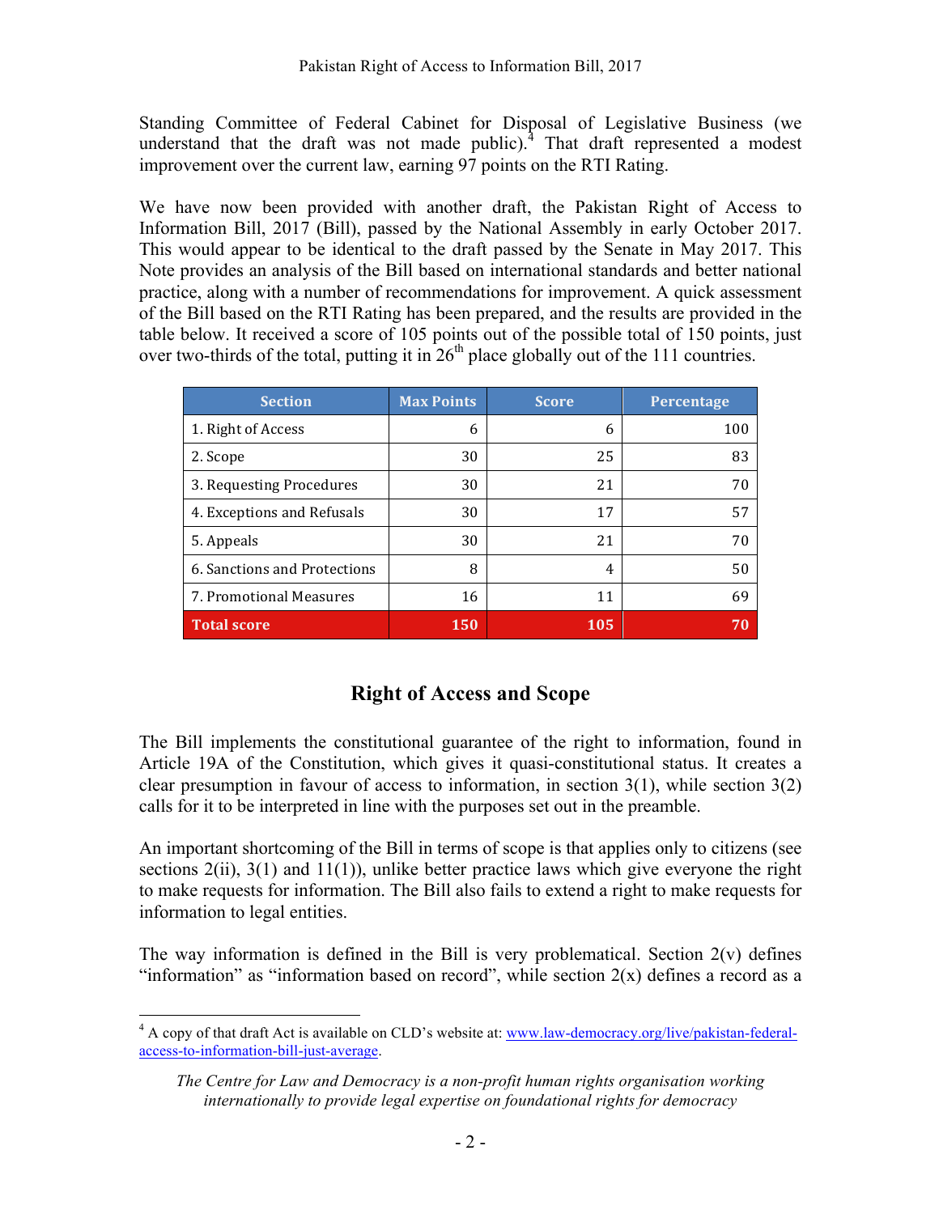Standing Committee of Federal Cabinet for Disposal of Legislative Business (we understand that the draft was not made public).[4] That draft represented a modest improvement over the current law, earning 97 points on the RTI Rating.

We have now been provided with another draft, the Pakistan Right of Access to Information Bill, 2017 (Bill), passed by the National Assembly in early October 2017. This would appear to be identical to the draft passed by the Senate in May 2017. This Note provides an analysis of the Bill based on international standards and better national practice, along with a number of recommendations for improvement. A quick assessment of the Bill based on the RTI Rating has been prepared, and the results are provided in the table below. It received a score of 105 points out of the possible total of 150 points, just over two-thirds of the total, putting it in 26th place globally out of the 111 countries.

| Section | Max Points | Score | Percentage |
|---|---|---|---|
| 1. Right of Access | 6 | 6 | 100 |
| 2. Scope | 30 | 25 | 83 |
| 3. Requesting Procedures | 30 | 21 | 70 |
| 4. Exceptions and Refusals | 30 | 17 | 57 |
| 5. Appeals | 30 | 21 | 70 |
| 6. Sanctions and Protections | 8 | 4 | 50 |
| 7. Promotional Measures | 16 | 11 | 69 |
| **Total score** | **150** | **105** | **70** |

## Right of Access and Scope

The Bill implements the constitutional guarantee of the right to information, found in Article 19A of the Constitution, which gives it quasi-constitutional status. It creates a clear presumption in favour of access to information, in section 3(1), while section 3(2) calls for it to be interpreted in line with the purposes set out in the preamble.

An important shortcoming of the Bill in terms of scope is that applies only to citizens (see sections 2(ii), 3(1) and 11(1)), unlike better practice laws which give everyone the right to make requests for information. The Bill also fails to extend a right to make requests for information to legal entities.

The way information is defined in the Bill is very problematical. Section 2(v) defines "information" as "information based on record", while section 2(x) defines a record as a

[4] A copy of that draft Act is available on CLD's website at: [www.law-democracy.org/live/pakistan-federal-access-to-information-bill-just-average](www.law-democracy.org/live/pakistan-federal-access-to-information-bill-just-average).

*The Centre for Law and Democracy is a non-profit human rights organisation working internationally to provide legal expertise on foundational rights for democracy*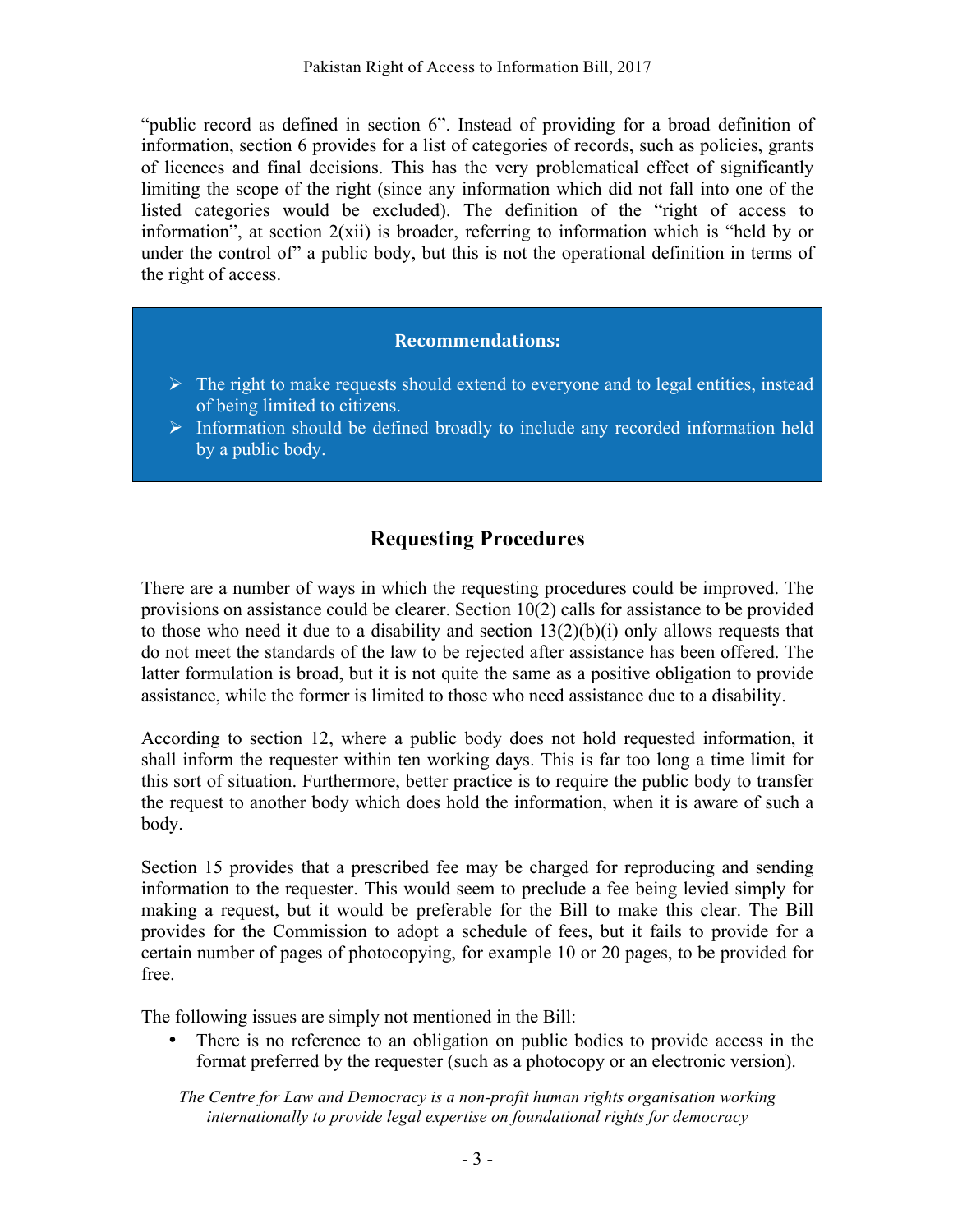"public record as defined in section 6". Instead of providing for a broad definition of information, section 6 provides for a list of categories of records, such as policies, grants of licences and final decisions. This has the very problematical effect of significantly limiting the scope of the right (since any information which did not fall into one of the listed categories would be excluded). The definition of the "right of access to information", at section 2(xii) is broader, referring to information which is "held by or under the control of" a public body, but this is not the operational definition in terms of the right of access.

**Recommendations:**

- The right to make requests should extend to everyone and to legal entities, instead of being limited to citizens.
- Information should be defined broadly to include any recorded information held by a public body.

## Requesting Procedures

There are a number of ways in which the requesting procedures could be improved. The provisions on assistance could be clearer. Section 10(2) calls for assistance to be provided to those who need it due to a disability and section 13(2)(b)(i) only allows requests that do not meet the standards of the law to be rejected after assistance has been offered. The latter formulation is broad, but it is not quite the same as a positive obligation to provide assistance, while the former is limited to those who need assistance due to a disability.

According to section 12, where a public body does not hold requested information, it shall inform the requester within ten working days. This is far too long a time limit for this sort of situation. Furthermore, better practice is to require the public body to transfer the request to another body which does hold the information, when it is aware of such a body.

Section 15 provides that a prescribed fee may be charged for reproducing and sending information to the requester. This would seem to preclude a fee being levied simply for making a request, but it would be preferable for the Bill to make this clear. The Bill provides for the Commission to adopt a schedule of fees, but it fails to provide for a certain number of pages of photocopying, for example 10 or 20 pages, to be provided for free.

The following issues are simply not mentioned in the Bill:

- There is no reference to an obligation on public bodies to provide access in the format preferred by the requester (such as a photocopy or an electronic version).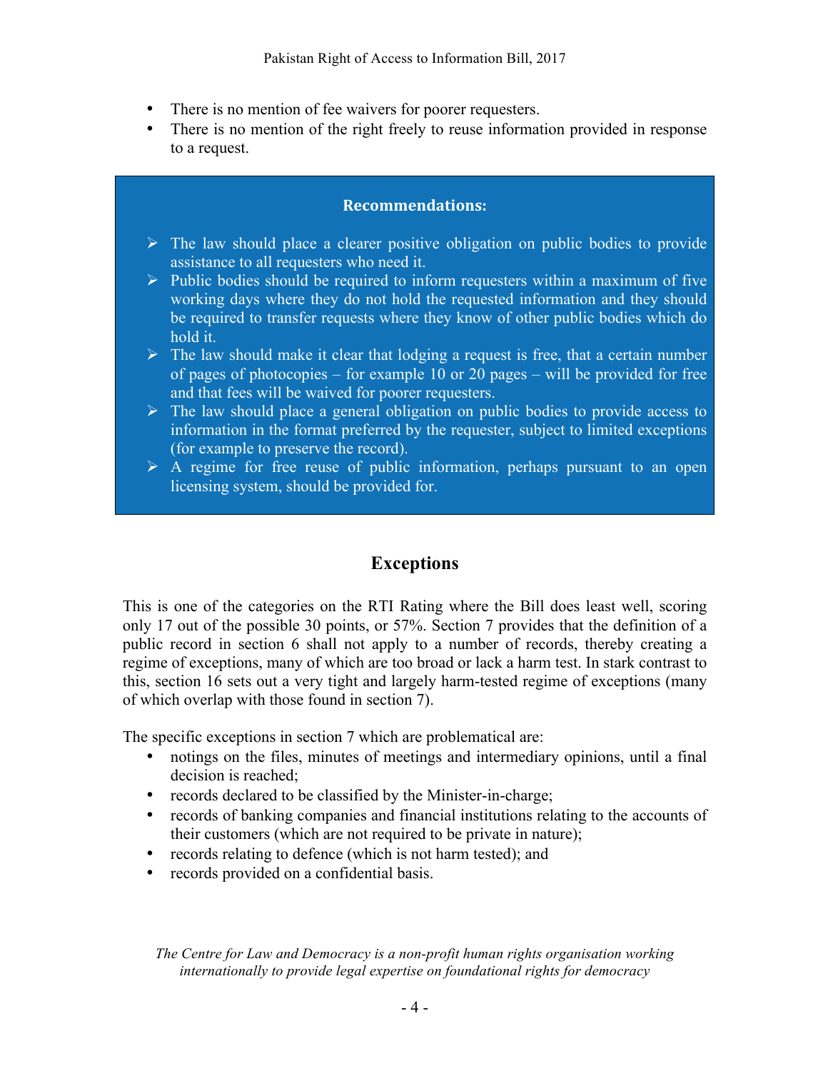- There is no mention of fee waivers for poorer requesters.
- There is no mention of the right freely to reuse information provided in response to a request.

**Recommendations:**

- The law should place a clearer positive obligation on public bodies to provide assistance to all requesters who need it.
- Public bodies should be required to inform requesters within a maximum of five working days where they do not hold the requested information and they should be required to transfer requests where they know of other public bodies which do hold it.
- The law should make it clear that lodging a request is free, that a certain number of pages of photocopies – for example 10 or 20 pages – will be provided for free and that fees will be waived for poorer requesters.
- The law should place a general obligation on public bodies to provide access to information in the format preferred by the requester, subject to limited exceptions (for example to preserve the record).
- A regime for free reuse of public information, perhaps pursuant to an open licensing system, should be provided for.

## Exceptions

This is one of the categories on the RTI Rating where the Bill does least well, scoring only 17 out of the possible 30 points, or 57%. Section 7 provides that the definition of a public record in section 6 shall not apply to a number of records, thereby creating a regime of exceptions, many of which are too broad or lack a harm test. In stark contrast to this, section 16 sets out a very tight and largely harm-tested regime of exceptions (many of which overlap with those found in section 7).

The specific exceptions in section 7 which are problematical are:

- notings on the files, minutes of meetings and intermediary opinions, until a final decision is reached;
- records declared to be classified by the Minister-in-charge;
- records of banking companies and financial institutions relating to the accounts of their customers (which are not required to be private in nature);
- records relating to defence (which is not harm tested); and
- records provided on a confidential basis.

*The Centre for Law and Democracy is a non-profit human rights organisation working internationally to provide legal expertise on foundational rights for democracy*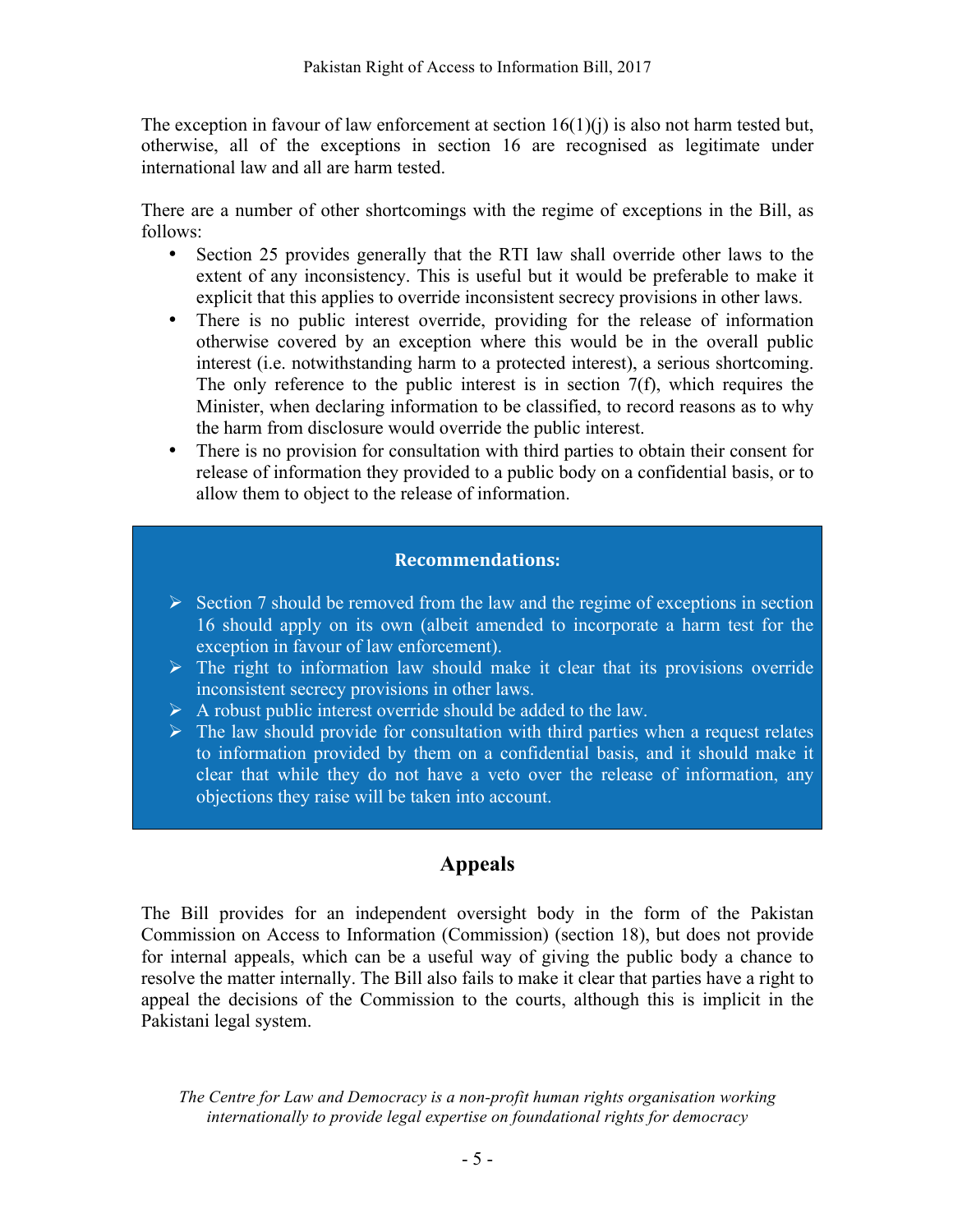The exception in favour of law enforcement at section 16(1)(j) is also not harm tested but, otherwise, all of the exceptions in section 16 are recognised as legitimate under international law and all are harm tested.

There are a number of other shortcomings with the regime of exceptions in the Bill, as follows:

- Section 25 provides generally that the RTI law shall override other laws to the extent of any inconsistency. This is useful but it would be preferable to make it explicit that this applies to override inconsistent secrecy provisions in other laws.
- There is no public interest override, providing for the release of information otherwise covered by an exception where this would be in the overall public interest (i.e. notwithstanding harm to a protected interest), a serious shortcoming. The only reference to the public interest is in section 7(f), which requires the Minister, when declaring information to be classified, to record reasons as to why the harm from disclosure would override the public interest.
- There is no provision for consultation with third parties to obtain their consent for release of information they provided to a public body on a confidential basis, or to allow them to object to the release of information.

**Recommendations:**

- Section 7 should be removed from the law and the regime of exceptions in section 16 should apply on its own (albeit amended to incorporate a harm test for the exception in favour of law enforcement).
- The right to information law should make it clear that its provisions override inconsistent secrecy provisions in other laws.
- A robust public interest override should be added to the law.
- The law should provide for consultation with third parties when a request relates to information provided by them on a confidential basis, and it should make it clear that while they do not have a veto over the release of information, any objections they raise will be taken into account.

## Appeals

The Bill provides for an independent oversight body in the form of the Pakistan Commission on Access to Information (Commission) (section 18), but does not provide for internal appeals, which can be a useful way of giving the public body a chance to resolve the matter internally. The Bill also fails to make it clear that parties have a right to appeal the decisions of the Commission to the courts, although this is implicit in the Pakistani legal system.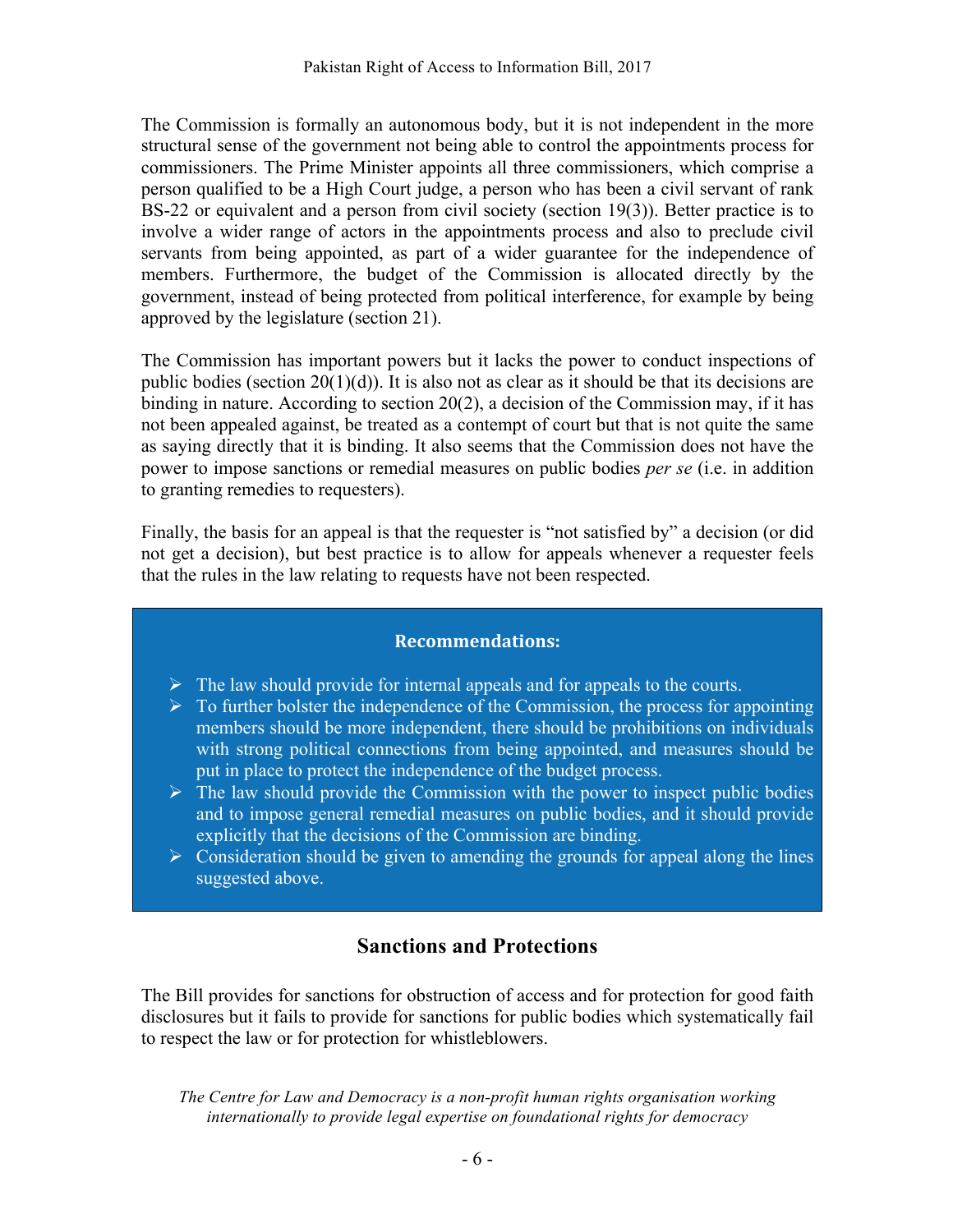The Commission is formally an autonomous body, but it is not independent in the more structural sense of the government not being able to control the appointments process for commissioners. The Prime Minister appoints all three commissioners, which comprise a person qualified to be a High Court judge, a person who has been a civil servant of rank BS-22 or equivalent and a person from civil society (section 19(3)). Better practice is to involve a wider range of actors in the appointments process and also to preclude civil servants from being appointed, as part of a wider guarantee for the independence of members. Furthermore, the budget of the Commission is allocated directly by the government, instead of being protected from political interference, for example by being approved by the legislature (section 21).

The Commission has important powers but it lacks the power to conduct inspections of public bodies (section 20(1)(d)). It is also not as clear as it should be that its decisions are binding in nature. According to section 20(2), a decision of the Commission may, if it has not been appealed against, be treated as a contempt of court but that is not quite the same as saying directly that it is binding. It also seems that the Commission does not have the power to impose sanctions or remedial measures on public bodies *per se* (i.e. in addition to granting remedies to requesters).

Finally, the basis for an appeal is that the requester is "not satisfied by" a decision (or did not get a decision), but best practice is to allow for appeals whenever a requester feels that the rules in the law relating to requests have not been respected.

**Recommendations:**

- The law should provide for internal appeals and for appeals to the courts.
- To further bolster the independence of the Commission, the process for appointing members should be more independent, there should be prohibitions on individuals with strong political connections from being appointed, and measures should be put in place to protect the independence of the budget process.
- The law should provide the Commission with the power to inspect public bodies and to impose general remedial measures on public bodies, and it should provide explicitly that the decisions of the Commission are binding.
- Consideration should be given to amending the grounds for appeal along the lines suggested above.

## Sanctions and Protections

The Bill provides for sanctions for obstruction of access and for protection for good faith disclosures but it fails to provide for sanctions for public bodies which systematically fail to respect the law or for protection for whistleblowers.

*The Centre for Law and Democracy is a non-profit human rights organisation working internationally to provide legal expertise on foundational rights for democracy*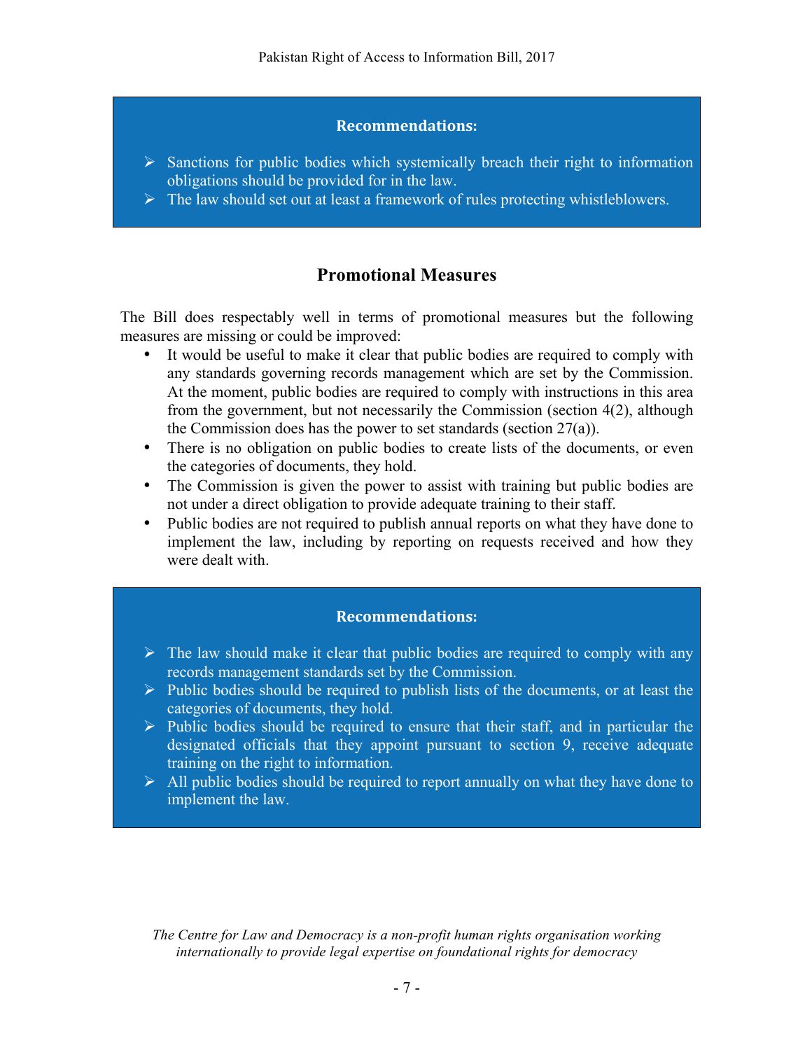**Recommendations:**

- Sanctions for public bodies which systemically breach their right to information obligations should be provided for in the law.
- The law should set out at least a framework of rules protecting whistleblowers.

## Promotional Measures

The Bill does respectably well in terms of promotional measures but the following measures are missing or could be improved:

- It would be useful to make it clear that public bodies are required to comply with any standards governing records management which are set by the Commission. At the moment, public bodies are required to comply with instructions in this area from the government, but not necessarily the Commission (section 4(2), although the Commission does has the power to set standards (section 27(a)).
- There is no obligation on public bodies to create lists of the documents, or even the categories of documents, they hold.
- The Commission is given the power to assist with training but public bodies are not under a direct obligation to provide adequate training to their staff.
- Public bodies are not required to publish annual reports on what they have done to implement the law, including by reporting on requests received and how they were dealt with.

**Recommendations:**

- The law should make it clear that public bodies are required to comply with any records management standards set by the Commission.
- Public bodies should be required to publish lists of the documents, or at least the categories of documents, they hold.
- Public bodies should be required to ensure that their staff, and in particular the designated officials that they appoint pursuant to section 9, receive adequate training on the right to information.
- All public bodies should be required to report annually on what they have done to implement the law.